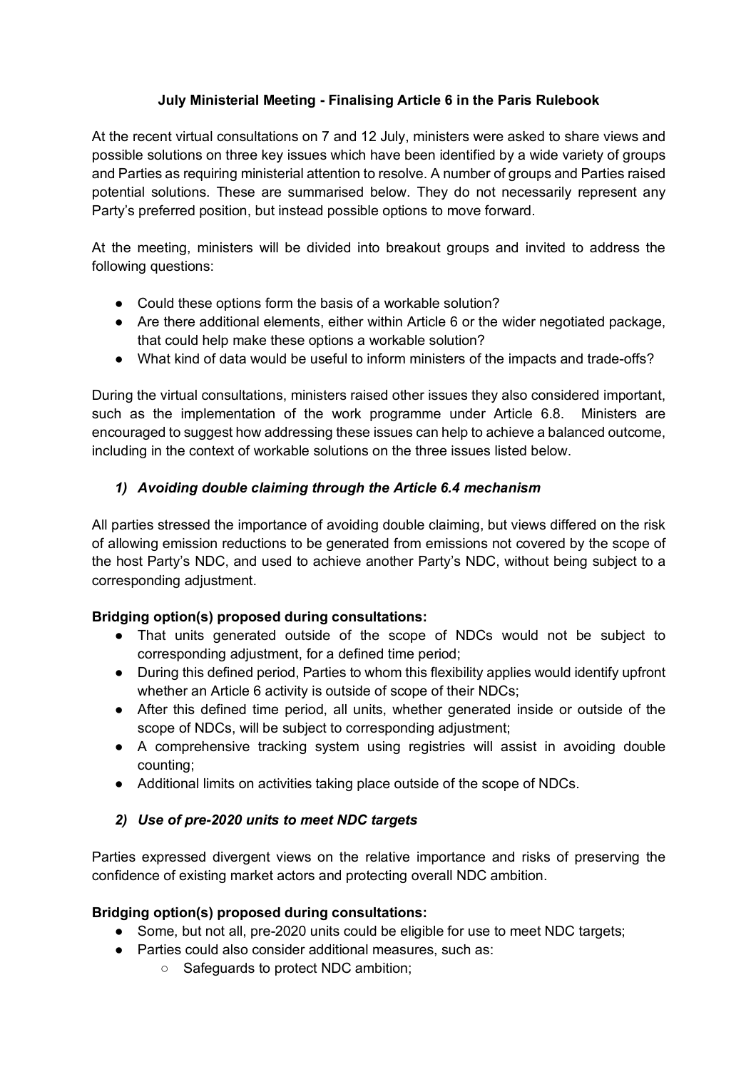**July Ministerial Meeting - Finalising Article 6 in the Paris Rulebook**

At the recent virtual consultations on 7 and 12 July, ministers were asked to share views and possible solutions on three key issues which have been identified by a wide variety of groups and Parties as requiring ministerial attention to resolve. A number of groups and Parties raised potential solutions. These are summarised below. They do not necessarily represent any Party's preferred position, but instead possible options to move forward.

At the meeting, ministers will be divided into breakout groups and invited to address the following questions:

- Could these options form the basis of a workable solution?
- Are there additional elements, either within Article 6 or the wider negotiated package, that could help make these options a workable solution?
- What kind of data would be useful to inform ministers of the impacts and trade-offs?

During the virtual consultations, ministers raised other issues they also considered important, such as the implementation of the work programme under Article 6.8. Ministers are encouraged to suggest how addressing these issues can help to achieve a balanced outcome, including in the context of workable solutions on the three issues listed below.

### *1) Avoiding double claiming through the Article 6.4 mechanism*

All parties stressed the importance of avoiding double claiming, but views differed on the risk of allowing emission reductions to be generated from emissions not covered by the scope of the host Party's NDC, and used to achieve another Party's NDC, without being subject to a corresponding adjustment.

**Bridging option(s) proposed during consultations:**

- That units generated outside of the scope of NDCs would not be subject to corresponding adjustment, for a defined time period;
- During this defined period, Parties to whom this flexibility applies would identify upfront whether an Article 6 activity is outside of scope of their NDCs;
- After this defined time period, all units, whether generated inside or outside of the scope of NDCs, will be subject to corresponding adjustment;
- A comprehensive tracking system using registries will assist in avoiding double counting;
- Additional limits on activities taking place outside of the scope of NDCs.

### *2) Use of pre-2020 units to meet NDC targets*

Parties expressed divergent views on the relative importance and risks of preserving the confidence of existing market actors and protecting overall NDC ambition.

**Bridging option(s) proposed during consultations:**

- Some, but not all, pre-2020 units could be eligible for use to meet NDC targets;
- Parties could also consider additional measures, such as:
  - Safeguards to protect NDC ambition;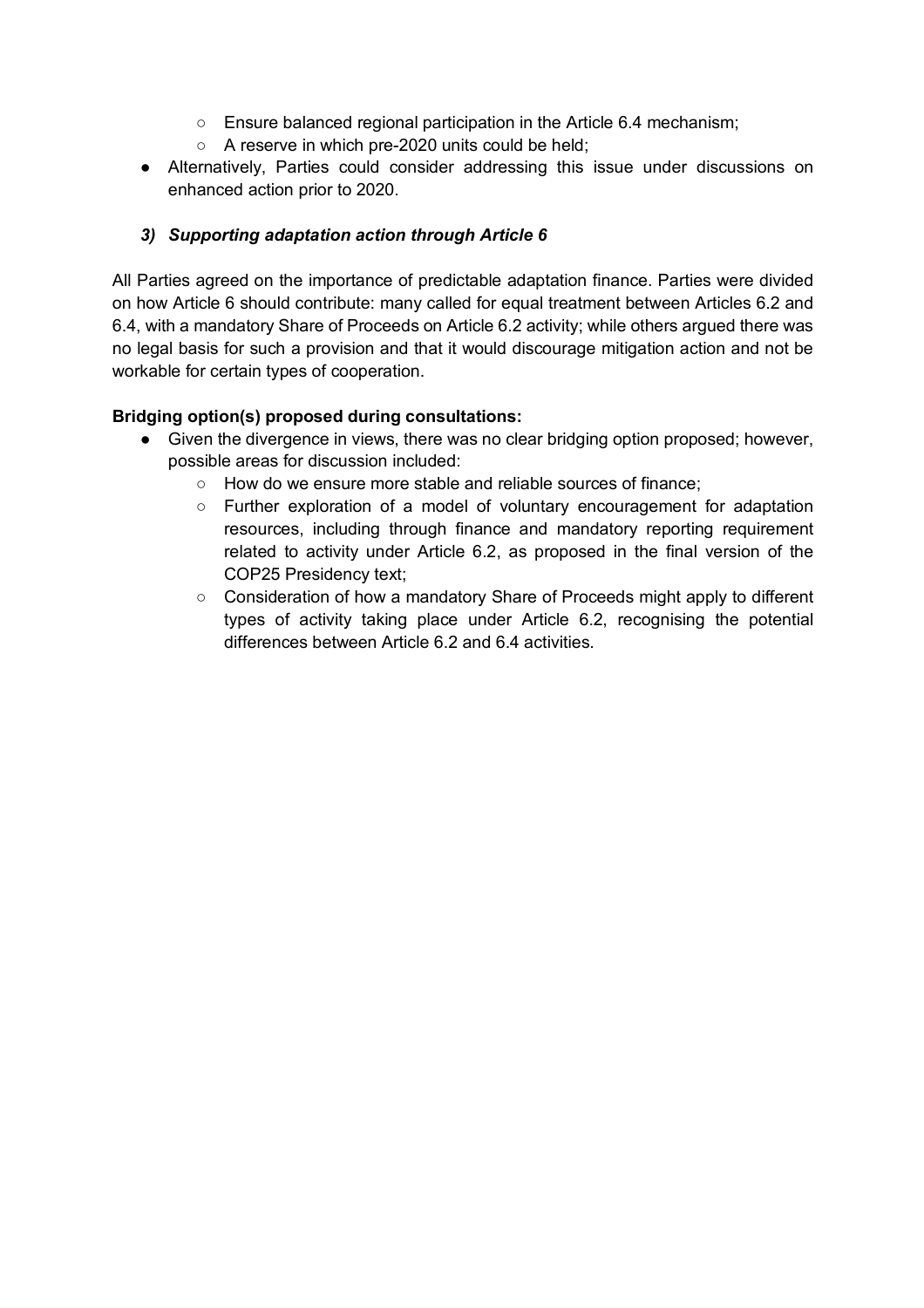- Ensure balanced regional participation in the Article 6.4 mechanism;
    - A reserve in which pre-2020 units could be held;
- Alternatively, Parties could consider addressing this issue under discussions on enhanced action prior to 2020.

### *3) Supporting adaptation action through Article 6*

All Parties agreed on the importance of predictable adaptation finance. Parties were divided on how Article 6 should contribute: many called for equal treatment between Articles 6.2 and 6.4, with a mandatory Share of Proceeds on Article 6.2 activity; while others argued there was no legal basis for such a provision and that it would discourage mitigation action and not be workable for certain types of cooperation.

**Bridging option(s) proposed during consultations:**

- Given the divergence in views, there was no clear bridging option proposed; however, possible areas for discussion included:
    - How do we ensure more stable and reliable sources of finance;
    - Further exploration of a model of voluntary encouragement for adaptation resources, including through finance and mandatory reporting requirement related to activity under Article 6.2, as proposed in the final version of the COP25 Presidency text;
    - Consideration of how a mandatory Share of Proceeds might apply to different types of activity taking place under Article 6.2, recognising the potential differences between Article 6.2 and 6.4 activities.